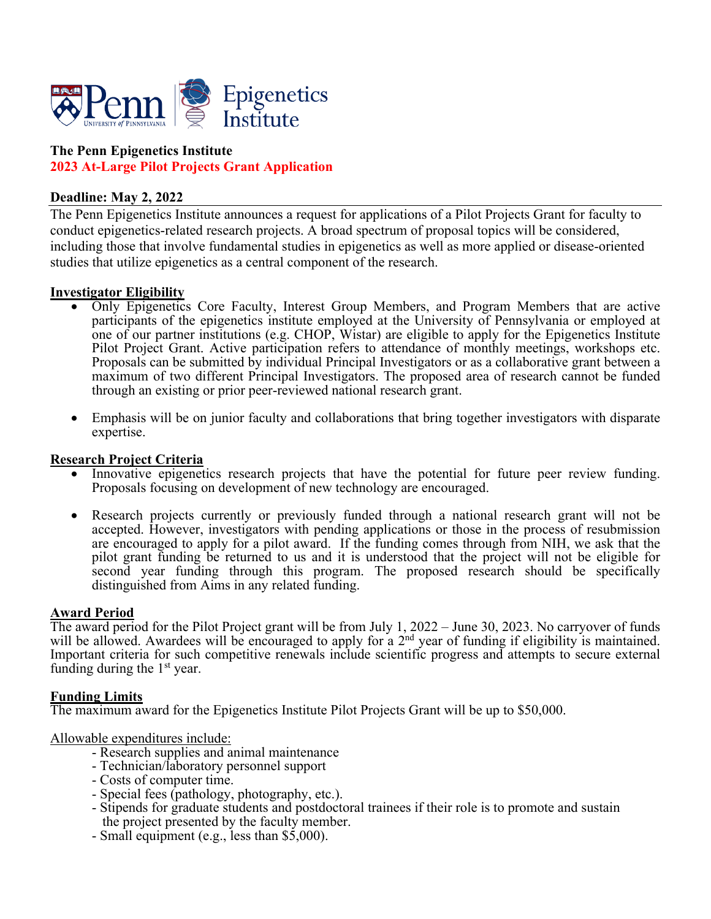**The Penn Epigenetics Institute**
**2023 At-Large Pilot Projects Grant Application**

**Deadline: May 2, 2022**

The Penn Epigenetics Institute announces a request for applications of a Pilot Projects Grant for faculty to conduct epigenetics-related research projects. A broad spectrum of proposal topics will be considered, including those that involve fundamental studies in epigenetics as well as more applied or disease-oriented studies that utilize epigenetics as a central component of the research.

**Investigator Eligibility**

- Only Epigenetics Core Faculty, Interest Group Members, and Program Members that are active participants of the epigenetics institute employed at the University of Pennsylvania or employed at one of our partner institutions (e.g. CHOP, Wistar) are eligible to apply for the Epigenetics Institute Pilot Project Grant. Active participation refers to attendance of monthly meetings, workshops etc. Proposals can be submitted by individual Principal Investigators or as a collaborative grant between a maximum of two different Principal Investigators. The proposed area of research cannot be funded through an existing or prior peer-reviewed national research grant.

- Emphasis will be on junior faculty and collaborations that bring together investigators with disparate expertise.

**Research Project Criteria**

- Innovative epigenetics research projects that have the potential for future peer review funding. Proposals focusing on development of new technology are encouraged.

- Research projects currently or previously funded through a national research grant will not be accepted. However, investigators with pending applications or those in the process of resubmission are encouraged to apply for a pilot award. If the funding comes through from NIH, we ask that the pilot grant funding be returned to us and it is understood that the project will not be eligible for second year funding through this program. The proposed research should be specifically distinguished from Aims in any related funding.

**Award Period**

The award period for the Pilot Project grant will be from July 1, 2022 – June 30, 2023. No carryover of funds will be allowed. Awardees will be encouraged to apply for a 2nd year of funding if eligibility is maintained. Important criteria for such competitive renewals include scientific progress and attempts to secure external funding during the 1st year.

**Funding Limits**

The maximum award for the Epigenetics Institute Pilot Projects Grant will be up to $50,000.

Allowable expenditures include:

- Research supplies and animal maintenance
- Technician/laboratory personnel support
- Costs of computer time.
- Special fees (pathology, photography, etc.).
- Stipends for graduate students and postdoctoral trainees if their role is to promote and sustain the project presented by the faculty member.
- Small equipment (e.g., less than $5,000).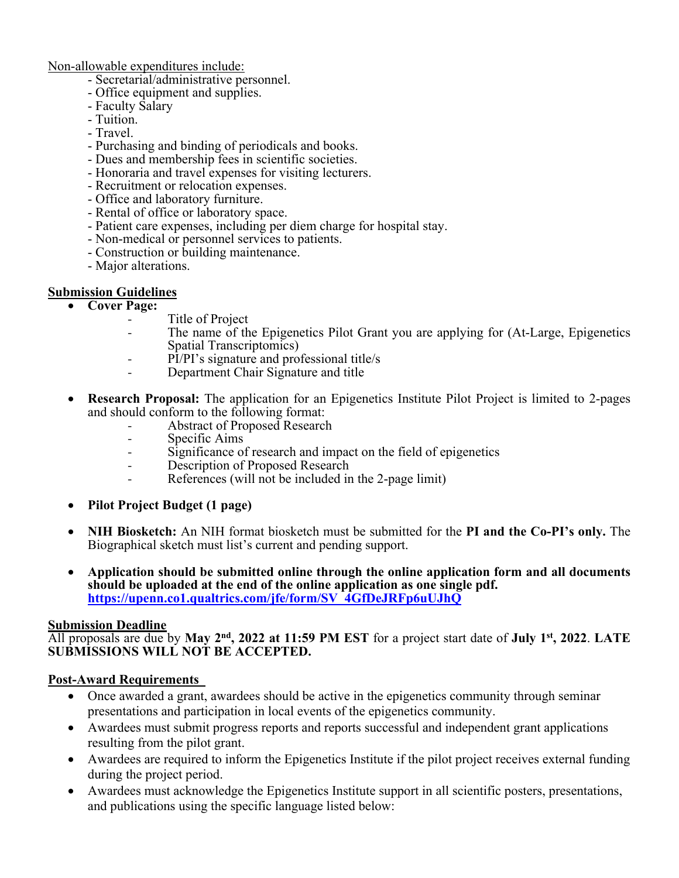Non-allowable expenditures include:

- Secretarial/administrative personnel.
- Office equipment and supplies.
- Faculty Salary
- Tuition.
- Travel.
- Purchasing and binding of periodicals and books.
- Dues and membership fees in scientific societies.
- Honoraria and travel expenses for visiting lecturers.
- Recruitment or relocation expenses.
- Office and laboratory furniture.
- Rental of office or laboratory space.
- Patient care expenses, including per diem charge for hospital stay.
- Non-medical or personnel services to patients.
- Construction or building maintenance.
- Major alterations.

## Submission Guidelines

- **Cover Page:**
  - Title of Project
  - The name of the Epigenetics Pilot Grant you are applying for (At-Large, Epigenetics Spatial Transcriptomics)
  - PI/PI's signature and professional title/s
  - Department Chair Signature and title

- **Research Proposal:** The application for an Epigenetics Institute Pilot Project is limited to 2-pages and should conform to the following format:
  - Abstract of Proposed Research
  - Specific Aims
  - Significance of research and impact on the field of epigenetics
  - Description of Proposed Research
  - References (will not be included in the 2-page limit)

- **Pilot Project Budget (1 page)**

- **NIH Biosketch:** An NIH format biosketch must be submitted for the **PI and the Co-PI's only.** The Biographical sketch must list's current and pending support.

- **Application should be submitted online through the online application form and all documents should be uploaded at the end of the online application as one single pdf. https://upenn.co1.qualtrics.com/jfe/form/SV_4GfDeJRFp6uUJhQ**

## Submission Deadline

All proposals are due by **May 2nd, 2022 at 11:59 PM EST** for a project start date of **July 1st, 2022**. **LATE SUBMISSIONS WILL NOT BE ACCEPTED.**

## Post-Award Requirements

- Once awarded a grant, awardees should be active in the epigenetics community through seminar presentations and participation in local events of the epigenetics community.
- Awardees must submit progress reports and reports successful and independent grant applications resulting from the pilot grant.
- Awardees are required to inform the Epigenetics Institute if the pilot project receives external funding during the project period.
- Awardees must acknowledge the Epigenetics Institute support in all scientific posters, presentations, and publications using the specific language listed below: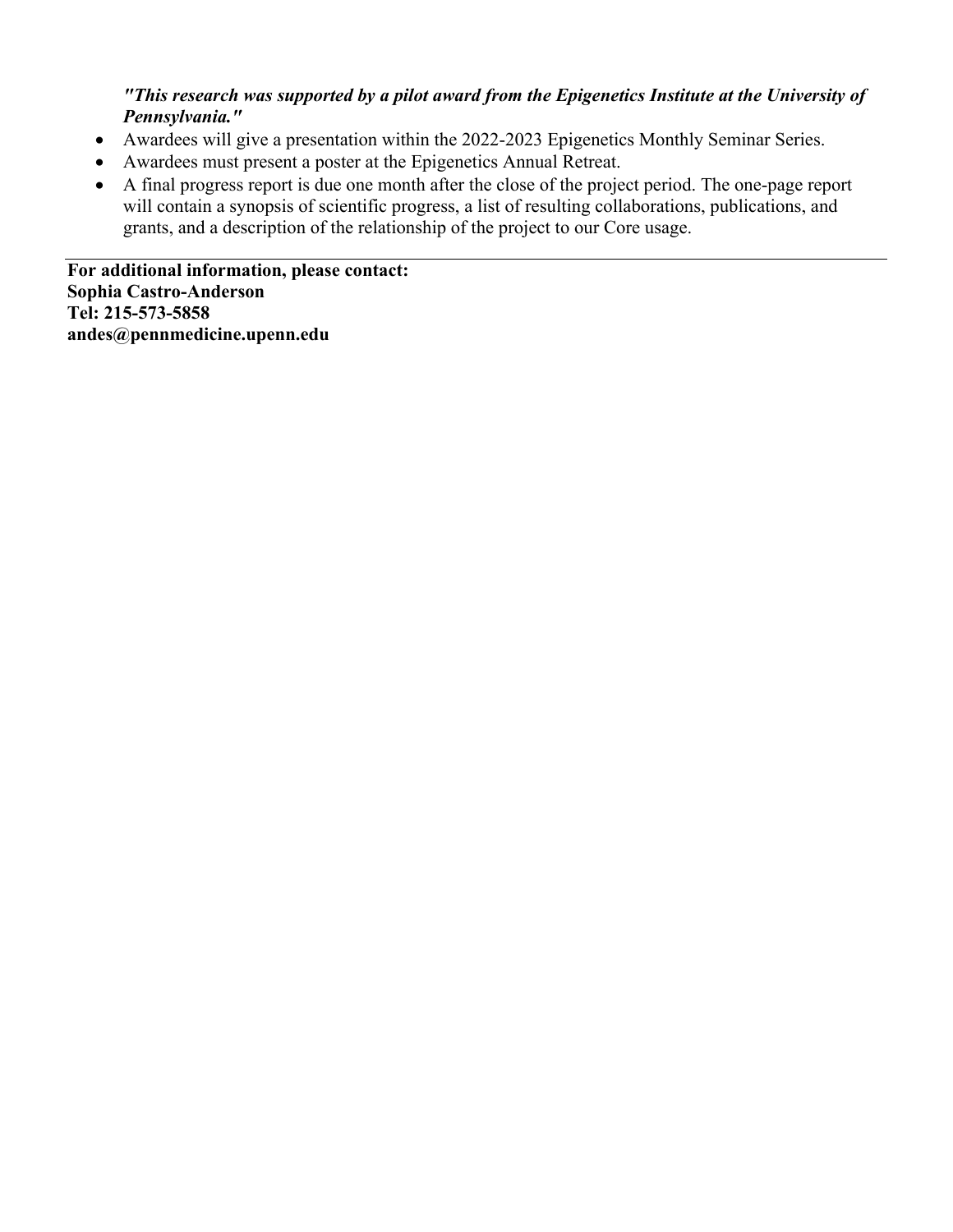*"This research was supported by a pilot award from the Epigenetics Institute at the University of Pennsylvania."*

- Awardees will give a presentation within the 2022-2023 Epigenetics Monthly Seminar Series.
- Awardees must present a poster at the Epigenetics Annual Retreat.
- A final progress report is due one month after the close of the project period. The one-page report will contain a synopsis of scientific progress, a list of resulting collaborations, publications, and grants, and a description of the relationship of the project to our Core usage.

---

**For additional information, please contact:**
**Sophia Castro-Anderson**
**Tel: 215-573-5858**
**andes@pennmedicine.upenn.edu**